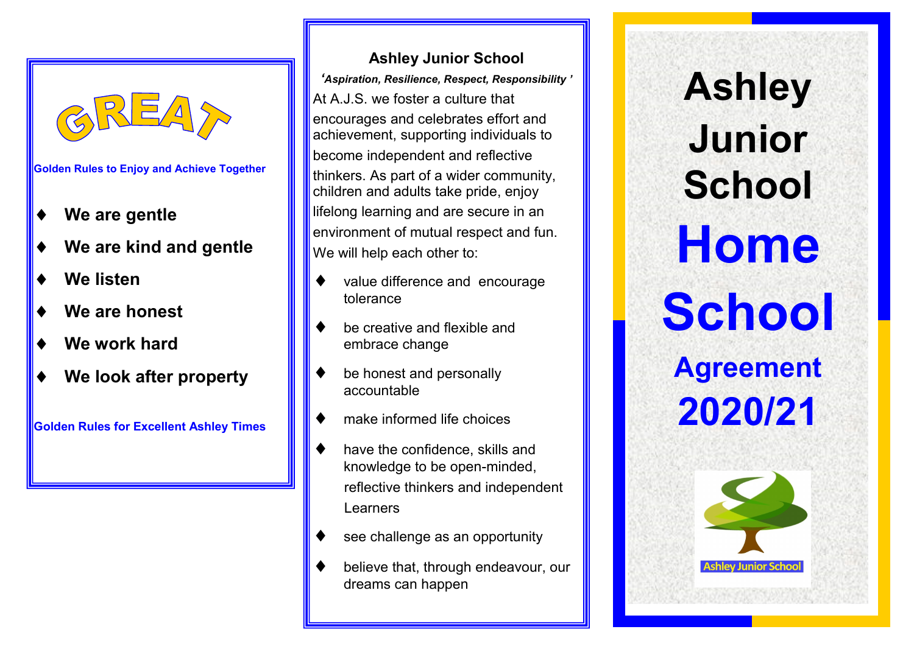# GREAT

**Golden Rules to Enjoy and Achieve Together**

- **We are gentle**
- **We are kind and gentle**
- **We listen**
- **We are honest**
- **We work hard**
- **We look after property**

**Golden Rules for Excellent Ashley Times**

## Ashley Junior School

***'Aspiration, Resilience, Respect, Responsibility'***

At A.J.S. we foster a culture that encourages and celebrates effort and achievement, supporting individuals to become independent and reflective thinkers. As part of a wider community, children and adults take pride, enjoy lifelong learning and are secure in an environment of mutual respect and fun.

We will help each other to:

- value difference and encourage tolerance
- be creative and flexible and embrace change
- be honest and personally accountable
- make informed life choices
- have the confidence, skills and knowledge to be open-minded, reflective thinkers and independent Learners
- see challenge as an opportunity
- believe that, through endeavour, our dreams can happen

# Ashley Junior School

# Home School Agreement 2020/21

Ashley Junior School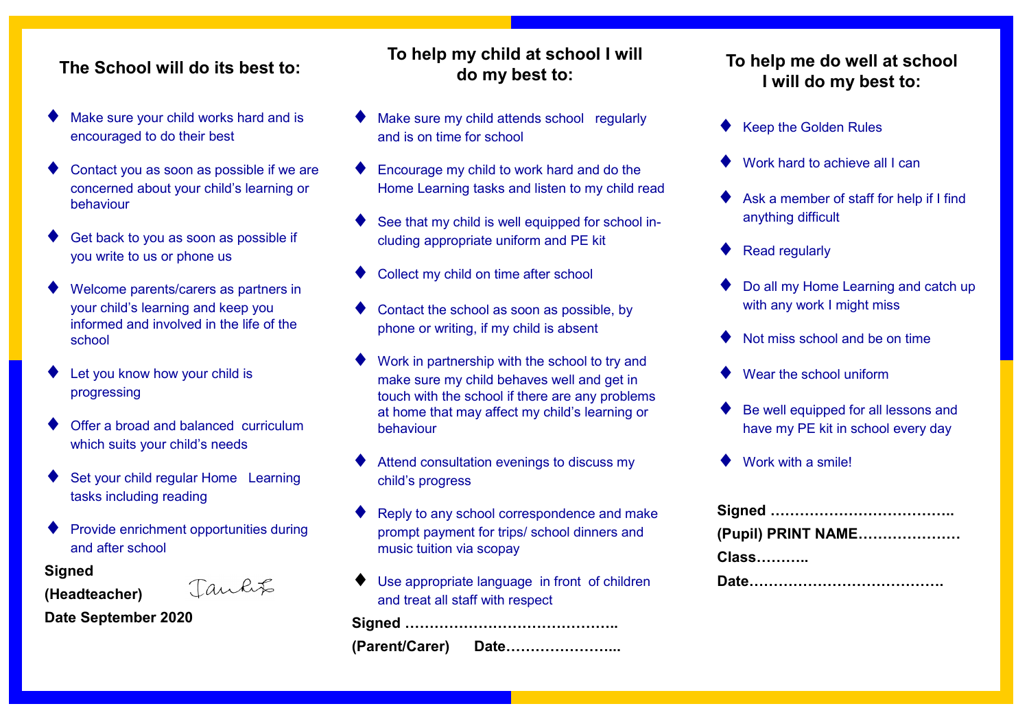## The School will do its best to:

- Make sure your child works hard and is encouraged to do their best
- Contact you as soon as possible if we are concerned about your child's learning or behaviour
- Get back to you as soon as possible if you write to us or phone us
- Welcome parents/carers as partners in your child's learning and keep you informed and involved in the life of the school
- Let you know how your child is progressing
- Offer a broad and balanced curriculum which suits your child's needs
- Set your child regular Home Learning tasks including reading
- Provide enrichment opportunities during and after school

**Signed**

**(Headteacher)**

**Date September 2020**

## To help my child at school I will do my best to:

- Make sure my child attends school regularly and is on time for school
- Encourage my child to work hard and do the Home Learning tasks and listen to my child read
- See that my child is well equipped for school including appropriate uniform and PE kit
- Collect my child on time after school
- Contact the school as soon as possible, by phone or writing, if my child is absent
- Work in partnership with the school to try and make sure my child behaves well and get in touch with the school if there are any problems at home that may affect my child's learning or behaviour
- Attend consultation evenings to discuss my child's progress
- Reply to any school correspondence and make prompt payment for trips/ school dinners and music tuition via scopay
- Use appropriate language in front of children and treat all staff with respect

**Signed ……………………………………..**

**(Parent/Carer) Date…………………...**

## To help me do well at school I will do my best to:

- Keep the Golden Rules
- Work hard to achieve all I can
- Ask a member of staff for help if I find anything difficult
- Read regularly
- Do all my Home Learning and catch up with any work I might miss
- Not miss school and be on time
- Wear the school uniform
- Be well equipped for all lessons and have my PE kit in school every day
- Work with a smile!

**Signed ………………………………..**

**(Pupil) PRINT NAME…………………**

**Class………..**

**Date…………………………………**